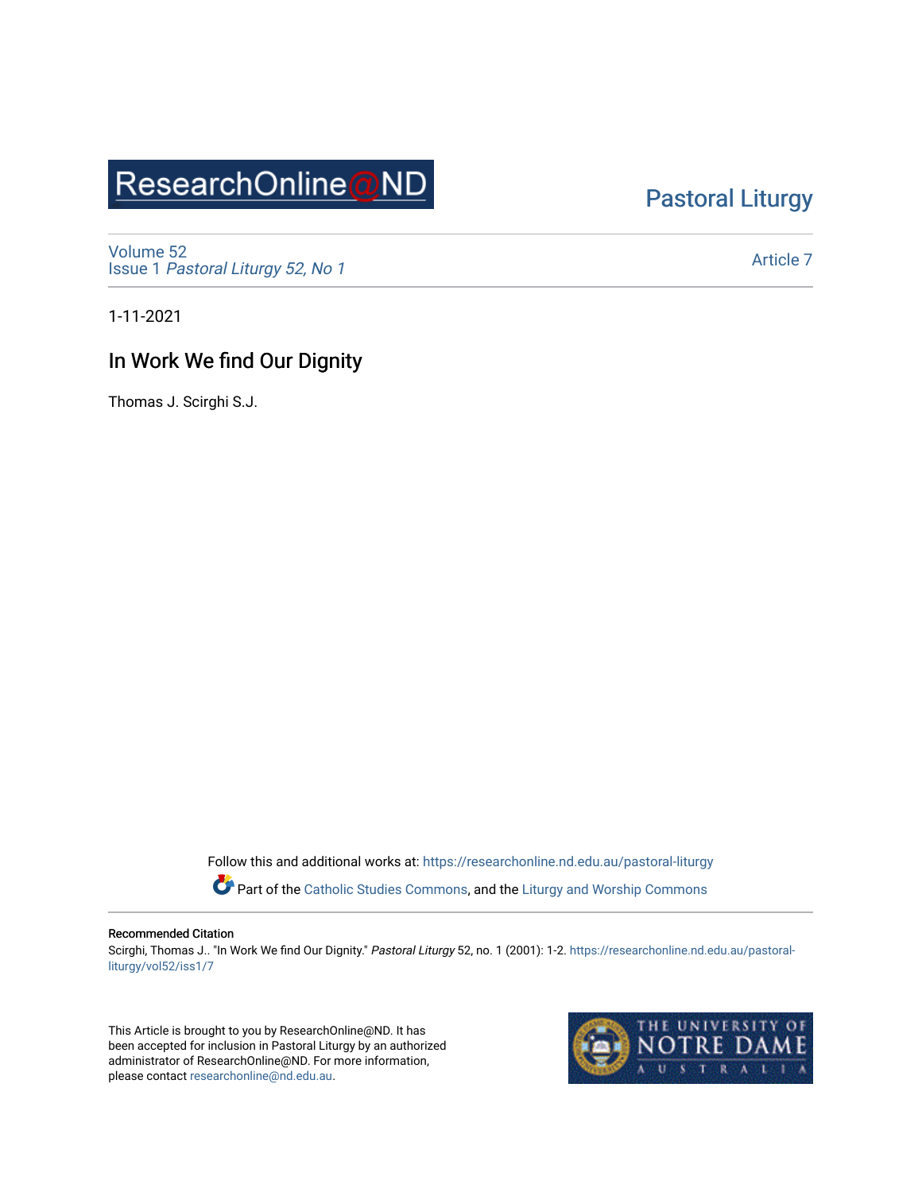ResearchOnline@ND

Pastoral Liturgy

Volume 52
Issue 1 *Pastoral Liturgy 52, No 1*

Article 7

1-11-2021

# In Work We find Our Dignity

Thomas J. Scirghi S.J.

Follow this and additional works at: https://researchonline.nd.edu.au/pastoral-liturgy

Part of the Catholic Studies Commons, and the Liturgy and Worship Commons

**Recommended Citation**
Scirghi, Thomas J.. "In Work We find Our Dignity." *Pastoral Liturgy* 52, no. 1 (2001): 1-2. https://researchonline.nd.edu.au/pastoral-liturgy/vol52/iss1/7

This Article is brought to you by ResearchOnline@ND. It has been accepted for inclusion in Pastoral Liturgy by an authorized administrator of ResearchOnline@ND. For more information, please contact researchonline@nd.edu.au.

THE UNIVERSITY OF NOTRE DAME AUSTRALIA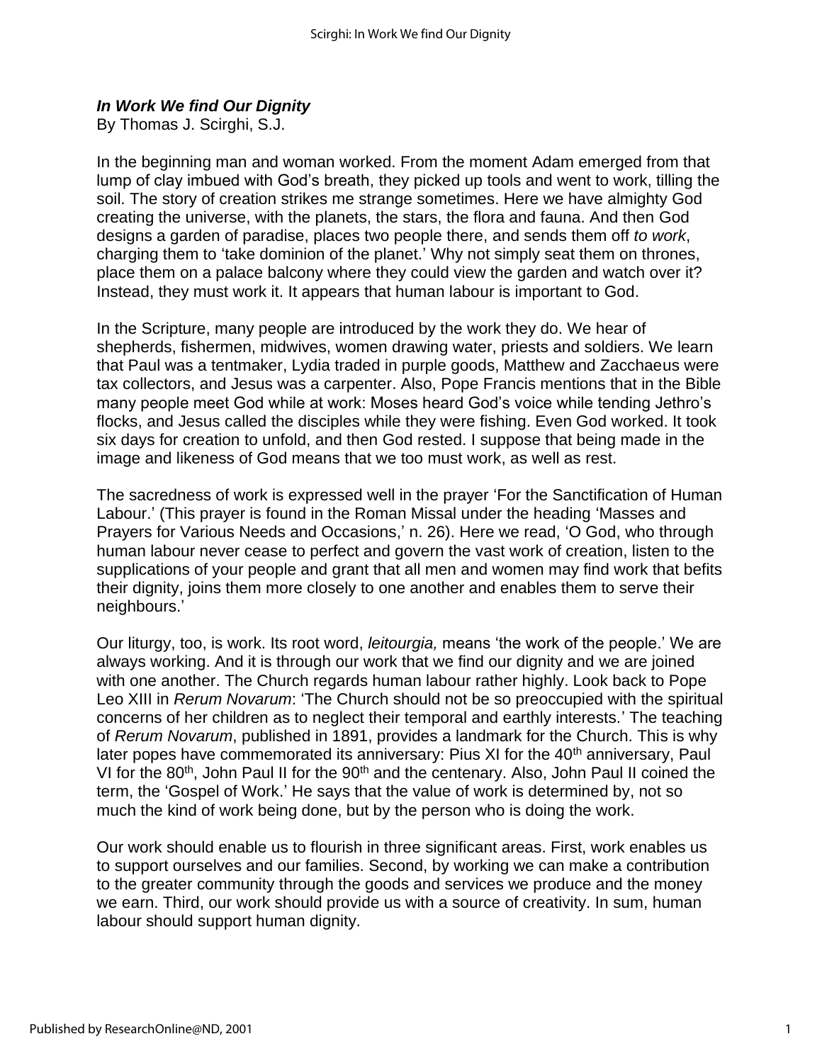***In Work We find Our Dignity***

By Thomas J. Scirghi, S.J.

In the beginning man and woman worked. From the moment Adam emerged from that lump of clay imbued with God's breath, they picked up tools and went to work, tilling the soil. The story of creation strikes me strange sometimes. Here we have almighty God creating the universe, with the planets, the stars, the flora and fauna. And then God designs a garden of paradise, places two people there, and sends them off *to work*, charging them to 'take dominion of the planet.' Why not simply seat them on thrones, place them on a palace balcony where they could view the garden and watch over it? Instead, they must work it. It appears that human labour is important to God.

In the Scripture, many people are introduced by the work they do. We hear of shepherds, fishermen, midwives, women drawing water, priests and soldiers. We learn that Paul was a tentmaker, Lydia traded in purple goods, Matthew and Zacchaeus were tax collectors, and Jesus was a carpenter. Also, Pope Francis mentions that in the Bible many people meet God while at work: Moses heard God's voice while tending Jethro's flocks, and Jesus called the disciples while they were fishing. Even God worked. It took six days for creation to unfold, and then God rested. I suppose that being made in the image and likeness of God means that we too must work, as well as rest.

The sacredness of work is expressed well in the prayer 'For the Sanctification of Human Labour.' (This prayer is found in the Roman Missal under the heading 'Masses and Prayers for Various Needs and Occasions,' n. 26). Here we read, 'O God, who through human labour never cease to perfect and govern the vast work of creation, listen to the supplications of your people and grant that all men and women may find work that befits their dignity, joins them more closely to one another and enables them to serve their neighbours.'

Our liturgy, too, is work. Its root word, *leitourgia,* means 'the work of the people.' We are always working. And it is through our work that we find our dignity and we are joined with one another. The Church regards human labour rather highly. Look back to Pope Leo XIII in *Rerum Novarum*: 'The Church should not be so preoccupied with the spiritual concerns of her children as to neglect their temporal and earthly interests.' The teaching of *Rerum Novarum*, published in 1891, provides a landmark for the Church. This is why later popes have commemorated its anniversary: Pius XI for the 40th anniversary, Paul VI for the 80th, John Paul II for the 90th and the centenary. Also, John Paul II coined the term, the 'Gospel of Work.' He says that the value of work is determined by, not so much the kind of work being done, but by the person who is doing the work.

Our work should enable us to flourish in three significant areas. First, work enables us to support ourselves and our families. Second, by working we can make a contribution to the greater community through the goods and services we produce and the money we earn. Third, our work should provide us with a source of creativity. In sum, human labour should support human dignity.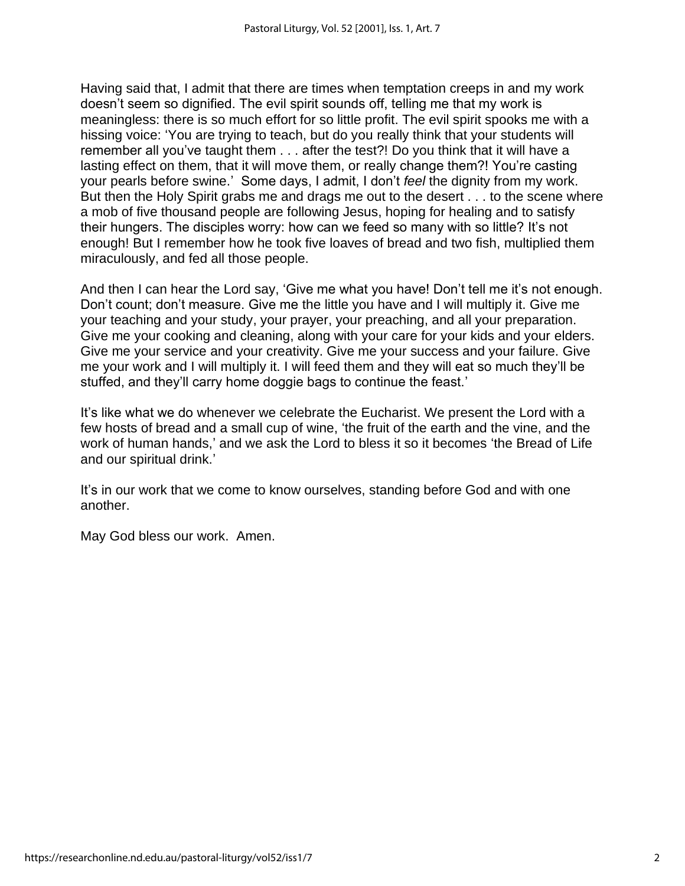Having said that, I admit that there are times when temptation creeps in and my work doesn't seem so dignified. The evil spirit sounds off, telling me that my work is meaningless: there is so much effort for so little profit. The evil spirit spooks me with a hissing voice: 'You are trying to teach, but do you really think that your students will remember all you've taught them . . . after the test?! Do you think that it will have a lasting effect on them, that it will move them, or really change them?! You're casting your pearls before swine.' Some days, I admit, I don't *feel* the dignity from my work. But then the Holy Spirit grabs me and drags me out to the desert . . . to the scene where a mob of five thousand people are following Jesus, hoping for healing and to satisfy their hungers. The disciples worry: how can we feed so many with so little? It's not enough! But I remember how he took five loaves of bread and two fish, multiplied them miraculously, and fed all those people.

And then I can hear the Lord say, 'Give me what you have! Don't tell me it's not enough. Don't count; don't measure. Give me the little you have and I will multiply it. Give me your teaching and your study, your prayer, your preaching, and all your preparation. Give me your cooking and cleaning, along with your care for your kids and your elders. Give me your service and your creativity. Give me your success and your failure. Give me your work and I will multiply it. I will feed them and they will eat so much they'll be stuffed, and they'll carry home doggie bags to continue the feast.'

It's like what we do whenever we celebrate the Eucharist. We present the Lord with a few hosts of bread and a small cup of wine, 'the fruit of the earth and the vine, and the work of human hands,' and we ask the Lord to bless it so it becomes 'the Bread of Life and our spiritual drink.'

It's in our work that we come to know ourselves, standing before God and with one another.

May God bless our work. Amen.